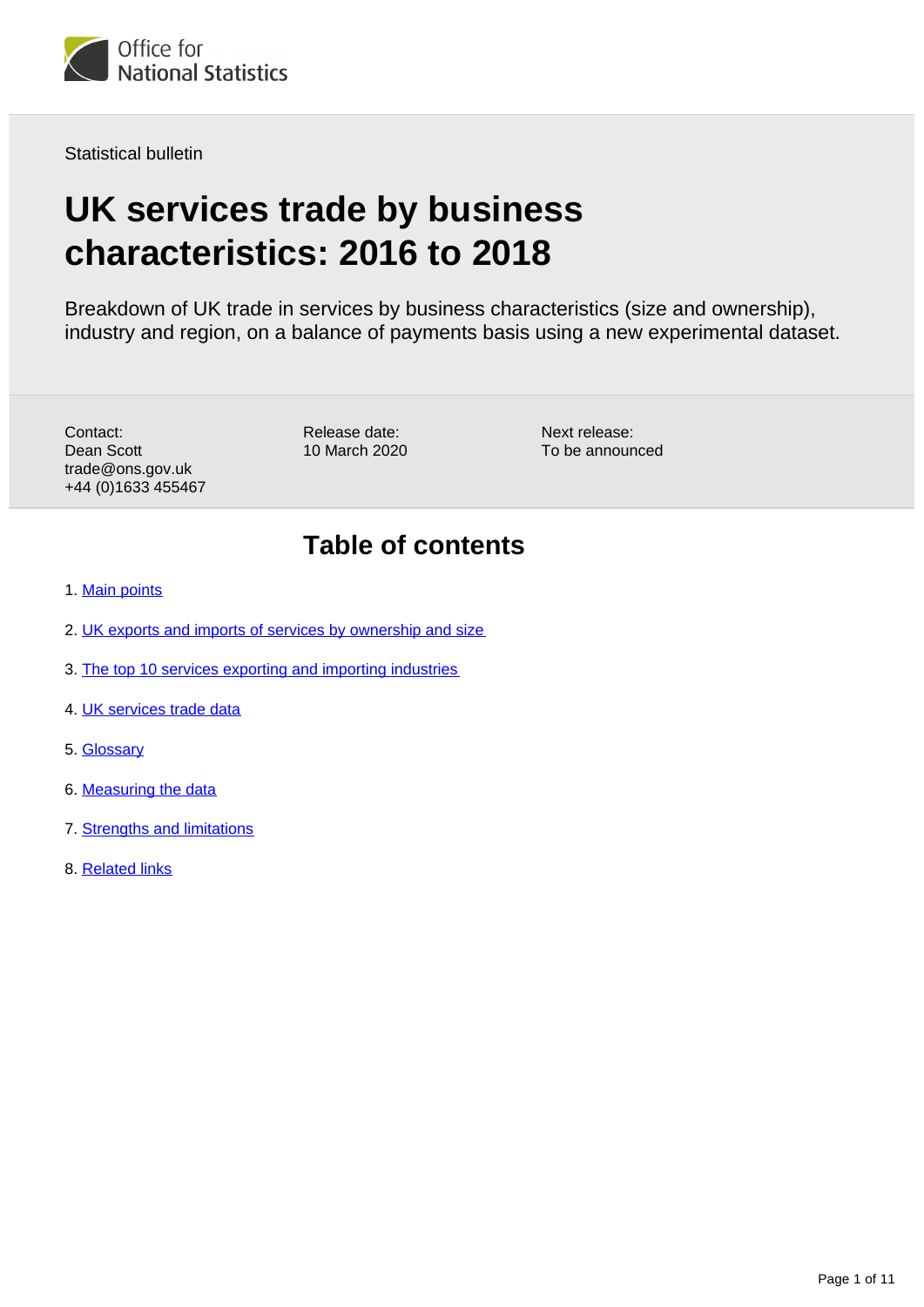Office for National Statistics

Statistical bulletin

# UK services trade by business characteristics: 2016 to 2018

Breakdown of UK trade in services by business characteristics (size and ownership), industry and region, on a balance of payments basis using a new experimental dataset.

Contact:
Dean Scott
trade@ons.gov.uk
+44 (0)1633 455467

Release date:
10 March 2020

Next release:
To be announced

## Table of contents

1. Main points
2. UK exports and imports of services by ownership and size
3. The top 10 services exporting and importing industries
4. UK services trade data
5. Glossary
6. Measuring the data
7. Strengths and limitations
8. Related links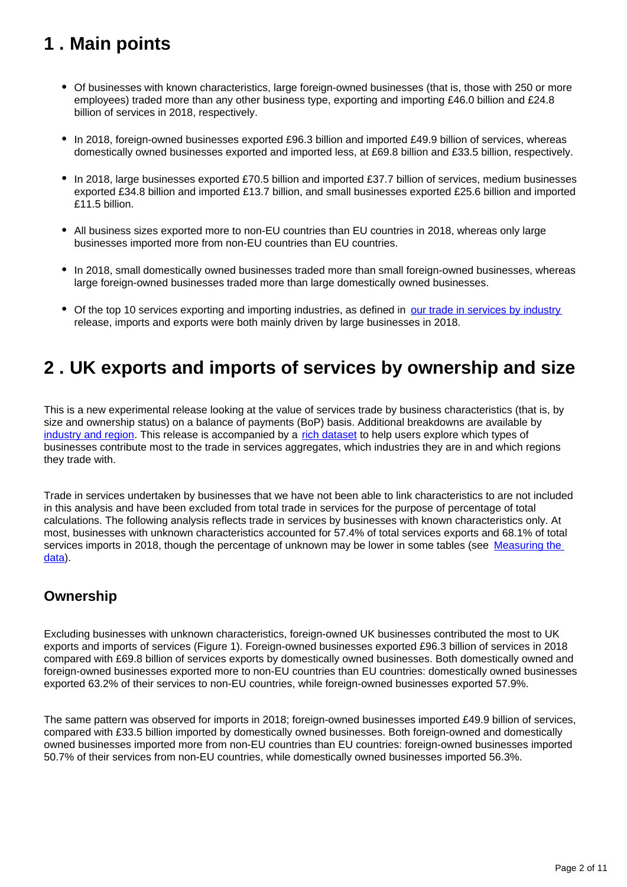## 1 . Main points

- Of businesses with known characteristics, large foreign-owned businesses (that is, those with 250 or more employees) traded more than any other business type, exporting and importing £46.0 billion and £24.8 billion of services in 2018, respectively.
- In 2018, foreign-owned businesses exported £96.3 billion and imported £49.9 billion of services, whereas domestically owned businesses exported and imported less, at £69.8 billion and £33.5 billion, respectively.
- In 2018, large businesses exported £70.5 billion and imported £37.7 billion of services, medium businesses exported £34.8 billion and imported £13.7 billion, and small businesses exported £25.6 billion and imported £11.5 billion.
- All business sizes exported more to non-EU countries than EU countries in 2018, whereas only large businesses imported more from non-EU countries than EU countries.
- In 2018, small domestically owned businesses traded more than small foreign-owned businesses, whereas large foreign-owned businesses traded more than large domestically owned businesses.
- Of the top 10 services exporting and importing industries, as defined in our trade in services by industry release, imports and exports were both mainly driven by large businesses in 2018.

## 2 . UK exports and imports of services by ownership and size

This is a new experimental release looking at the value of services trade by business characteristics (that is, by size and ownership status) on a balance of payments (BoP) basis. Additional breakdowns are available by industry and region. This release is accompanied by a rich dataset to help users explore which types of businesses contribute most to the trade in services aggregates, which industries they are in and which regions they trade with.

Trade in services undertaken by businesses that we have not been able to link characteristics to are not included in this analysis and have been excluded from total trade in services for the purpose of percentage of total calculations. The following analysis reflects trade in services by businesses with known characteristics only. At most, businesses with unknown characteristics accounted for 57.4% of total services exports and 68.1% of total services imports in 2018, though the percentage of unknown may be lower in some tables (see Measuring the data).

### Ownership

Excluding businesses with unknown characteristics, foreign-owned UK businesses contributed the most to UK exports and imports of services (Figure 1). Foreign-owned businesses exported £96.3 billion of services in 2018 compared with £69.8 billion of services exports by domestically owned businesses. Both domestically owned and foreign-owned businesses exported more to non-EU countries than EU countries: domestically owned businesses exported 63.2% of their services to non-EU countries, while foreign-owned businesses exported 57.9%.

The same pattern was observed for imports in 2018; foreign-owned businesses imported £49.9 billion of services, compared with £33.5 billion imported by domestically owned businesses. Both foreign-owned and domestically owned businesses imported more from non-EU countries than EU countries: foreign-owned businesses imported 50.7% of their services from non-EU countries, while domestically owned businesses imported 56.3%.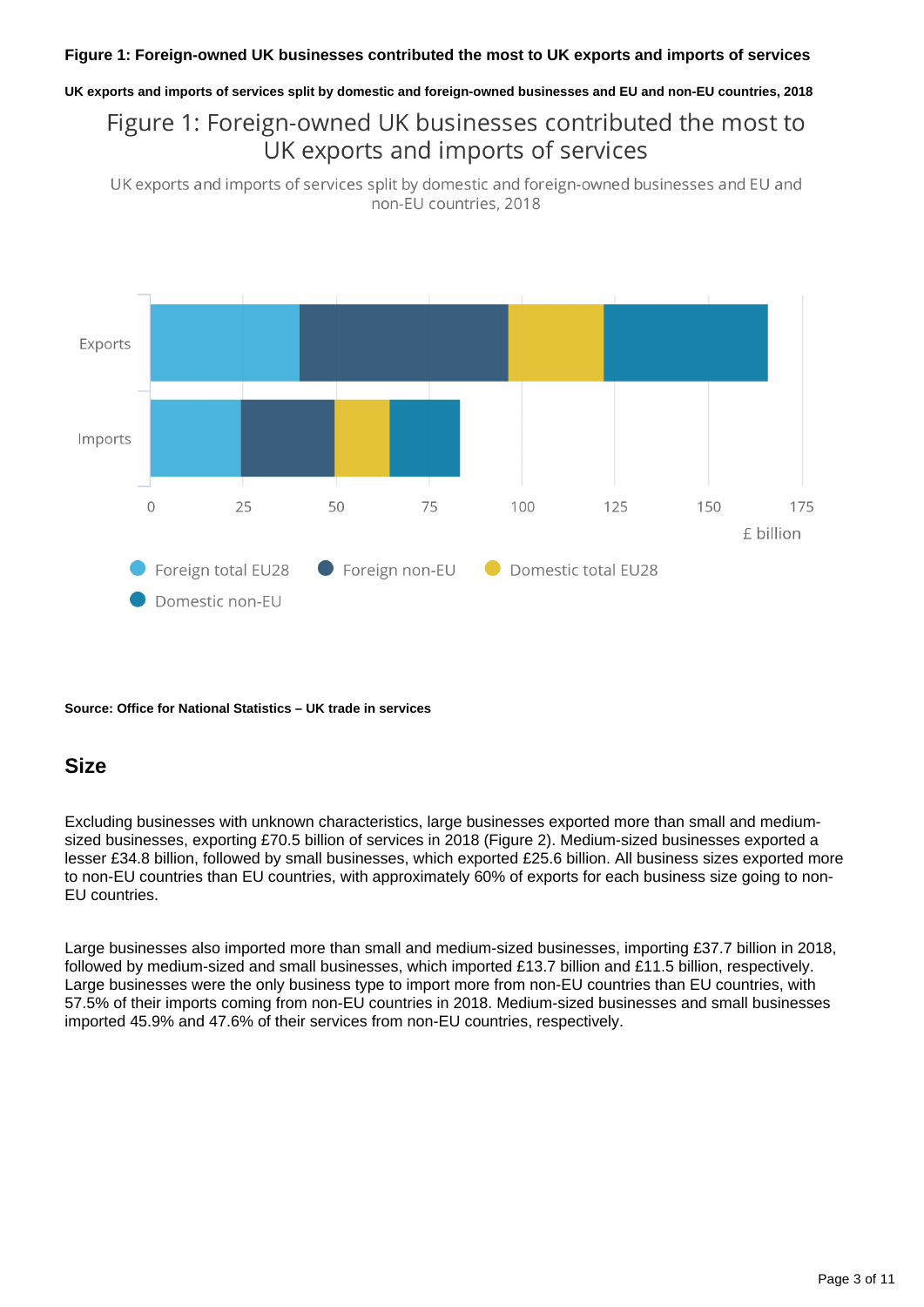**Figure 1: Foreign-owned UK businesses contributed the most to UK exports and imports of services**

**UK exports and imports of services split by domestic and foreign-owned businesses and EU and non-EU countries, 2018**

**Source: Office for National Statistics – UK trade in services**

## Size

Excluding businesses with unknown characteristics, large businesses exported more than small and medium-sized businesses, exporting £70.5 billion of services in 2018 (Figure 2). Medium-sized businesses exported a lesser £34.8 billion, followed by small businesses, which exported £25.6 billion. All business sizes exported more to non-EU countries than EU countries, with approximately 60% of exports for each business size going to non-EU countries.

Large businesses also imported more than small and medium-sized businesses, importing £37.7 billion in 2018, followed by medium-sized and small businesses, which imported £13.7 billion and £11.5 billion, respectively. Large businesses were the only business type to import more from non-EU countries than EU countries, with 57.5% of their imports coming from non-EU countries in 2018. Medium-sized businesses and small businesses imported 45.9% and 47.6% of their services from non-EU countries, respectively.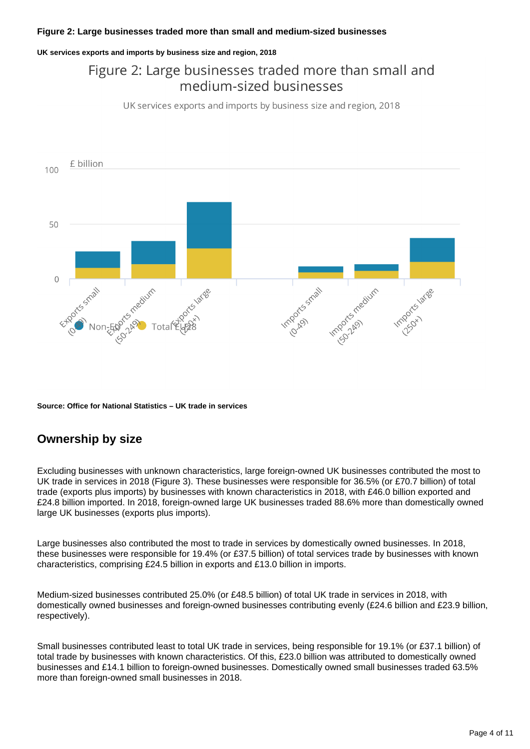**Figure 2: Large businesses traded more than small and medium-sized businesses**

**UK services exports and imports by business size and region, 2018**

**Source: Office for National Statistics – UK trade in services**

## Ownership by size

Excluding businesses with unknown characteristics, large foreign-owned UK businesses contributed the most to UK trade in services in 2018 (Figure 3). These businesses were responsible for 36.5% (or £70.7 billion) of total trade (exports plus imports) by businesses with known characteristics in 2018, with £46.0 billion exported and £24.8 billion imported. In 2018, foreign-owned large UK businesses traded 88.6% more than domestically owned large UK businesses (exports plus imports).

Large businesses also contributed the most to trade in services by domestically owned businesses. In 2018, these businesses were responsible for 19.4% (or £37.5 billion) of total services trade by businesses with known characteristics, comprising £24.5 billion in exports and £13.0 billion in imports.

Medium-sized businesses contributed 25.0% (or £48.5 billion) of total UK trade in services in 2018, with domestically owned businesses and foreign-owned businesses contributing evenly (£24.6 billion and £23.9 billion, respectively).

Small businesses contributed least to total UK trade in services, being responsible for 19.1% (or £37.1 billion) of total trade by businesses with known characteristics. Of this, £23.0 billion was attributed to domestically owned businesses and £14.1 billion to foreign-owned businesses. Domestically owned small businesses traded 63.5% more than foreign-owned small businesses in 2018.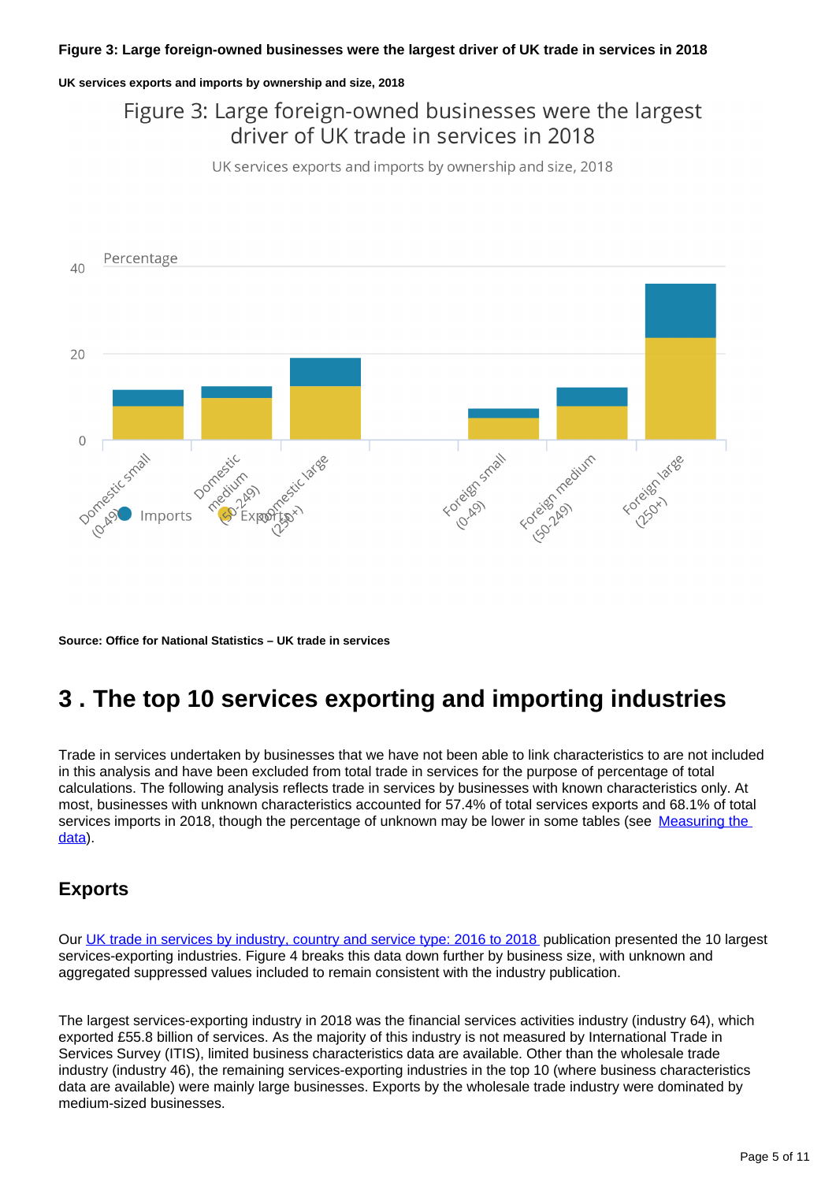**Figure 3: Large foreign-owned businesses were the largest driver of UK trade in services in 2018**

**UK services exports and imports by ownership and size, 2018**

Figure 3: Large foreign-owned businesses were the largest driver of UK trade in services in 2018

UK services exports and imports by ownership and size, 2018

Percentage

Imports Exports

Domestic small (0-49), Domestic medium (50-249), Domestic large (250+), Foreign small (0-49), Foreign medium (50-249), Foreign large (250+)

**Source: Office for National Statistics – UK trade in services**

# 3 . The top 10 services exporting and importing industries

Trade in services undertaken by businesses that we have not been able to link characteristics to are not included in this analysis and have been excluded from total trade in services for the purpose of percentage of total calculations. The following analysis reflects trade in services by businesses with known characteristics only. At most, businesses with unknown characteristics accounted for 57.4% of total services exports and 68.1% of total services imports in 2018, though the percentage of unknown may be lower in some tables (see [Measuring the data](#)).

## Exports

Our [UK trade in services by industry, country and service type: 2016 to 2018](#) publication presented the 10 largest services-exporting industries. Figure 4 breaks this data down further by business size, with unknown and aggregated suppressed values included to remain consistent with the industry publication.

The largest services-exporting industry in 2018 was the financial services activities industry (industry 64), which exported £55.8 billion of services. As the majority of this industry is not measured by International Trade in Services Survey (ITIS), limited business characteristics data are available. Other than the wholesale trade industry (industry 46), the remaining services-exporting industries in the top 10 (where business characteristics data are available) were mainly large businesses. Exports by the wholesale trade industry were dominated by medium-sized businesses.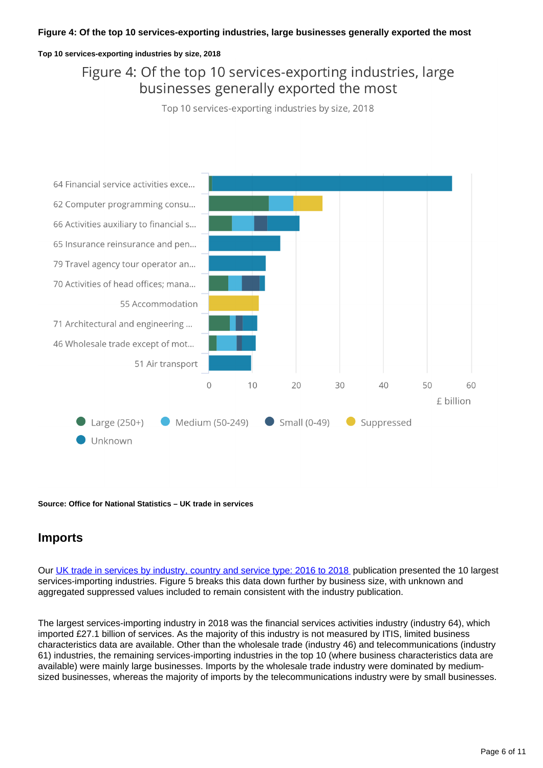**Figure 4: Of the top 10 services-exporting industries, large businesses generally exported the most**

**Top 10 services-exporting industries by size, 2018**

Figure 4: Of the top 10 services-exporting industries, large businesses generally exported the most

Top 10 services-exporting industries by size, 2018

| Industry |
|---|
| 64 Financial service activities exce... |
| 62 Computer programming consu... |
| 66 Activities auxiliary to financial s... |
| 65 Insurance reinsurance and pen... |
| 79 Travel agency tour operator an... |
| 70 Activities of head offices; mana... |
| 55 Accommodation |
| 71 Architectural and engineering ... |
| 46 Wholesale trade except of mot... |
| 51 Air transport |

£ billion (axis: 0, 10, 20, 30, 40, 50, 60)

Large (250+) | Medium (50-249) | Small (0-49) | Suppressed | Unknown

**Source: Office for National Statistics – UK trade in services**

## Imports

Our UK trade in services by industry, country and service type: 2016 to 2018 publication presented the 10 largest services-importing industries. Figure 5 breaks this data down further by business size, with unknown and aggregated suppressed values included to remain consistent with the industry publication.

The largest services-importing industry in 2018 was the financial services activities industry (industry 64), which imported £27.1 billion of services. As the majority of this industry is not measured by ITIS, limited business characteristics data are available. Other than the wholesale trade (industry 46) and telecommunications (industry 61) industries, the remaining services-importing industries in the top 10 (where business characteristics data are available) were mainly large businesses. Imports by the wholesale trade industry were dominated by medium-sized businesses, whereas the majority of imports by the telecommunications industry were by small businesses.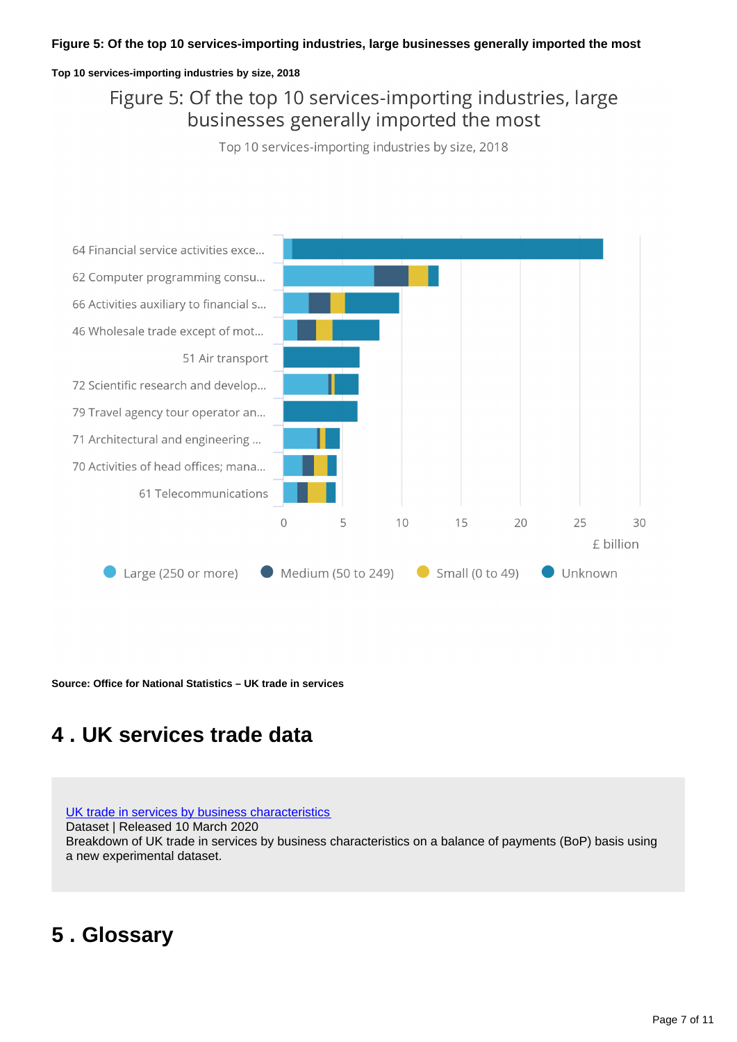**Figure 5: Of the top 10 services-importing industries, large businesses generally imported the most**

**Top 10 services-importing industries by size, 2018**

Figure 5: Of the top 10 services-importing industries, large businesses generally imported the most

Top 10 services-importing industries by size, 2018

64 Financial service activities exce...
62 Computer programming consu...
66 Activities auxiliary to financial s...
46 Wholesale trade except of mot...
51 Air transport
72 Scientific research and develop...
79 Travel agency tour operator an...
71 Architectural and engineering ...
70 Activities of head offices; mana...
61 Telecommunications

0 5 10 15 20 25 30
£ billion

Large (250 or more) Medium (50 to 249) Small (0 to 49) Unknown

**Source: Office for National Statistics – UK trade in services**

## 4 . UK services trade data

[UK trade in services by business characteristics](#)
Dataset | Released 10 March 2020
Breakdown of UK trade in services by business characteristics on a balance of payments (BoP) basis using a new experimental dataset.

## 5 . Glossary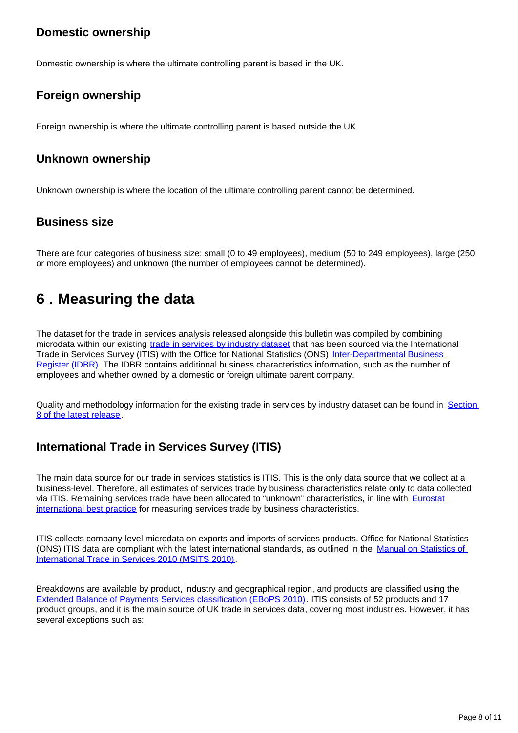### Domestic ownership

Domestic ownership is where the ultimate controlling parent is based in the UK.

### Foreign ownership

Foreign ownership is where the ultimate controlling parent is based outside the UK.

### Unknown ownership

Unknown ownership is where the location of the ultimate controlling parent cannot be determined.

### Business size

There are four categories of business size: small (0 to 49 employees), medium (50 to 249 employees), large (250 or more employees) and unknown (the number of employees cannot be determined).

## 6 . Measuring the data

The dataset for the trade in services analysis released alongside this bulletin was compiled by combining microdata within our existing [trade in services by industry dataset] that has been sourced via the International Trade in Services Survey (ITIS) with the Office for National Statistics (ONS) [Inter-Departmental Business Register (IDBR)]. The IDBR contains additional business characteristics information, such as the number of employees and whether owned by a domestic or foreign ultimate parent company.

Quality and methodology information for the existing trade in services by industry dataset can be found in [Section 8 of the latest release].

### International Trade in Services Survey (ITIS)

The main data source for our trade in services statistics is ITIS. This is the only data source that we collect at a business-level. Therefore, all estimates of services trade by business characteristics relate only to data collected via ITIS. Remaining services trade have been allocated to "unknown" characteristics, in line with [Eurostat international best practice] for measuring services trade by business characteristics.

ITIS collects company-level microdata on exports and imports of services products. Office for National Statistics (ONS) ITIS data are compliant with the latest international standards, as outlined in the [Manual on Statistics of International Trade in Services 2010 (MSITS 2010)].

Breakdowns are available by product, industry and geographical region, and products are classified using the [Extended Balance of Payments Services classification (EBoPS 2010)]. ITIS consists of 52 products and 17 product groups, and it is the main source of UK trade in services data, covering most industries. However, it has several exceptions such as: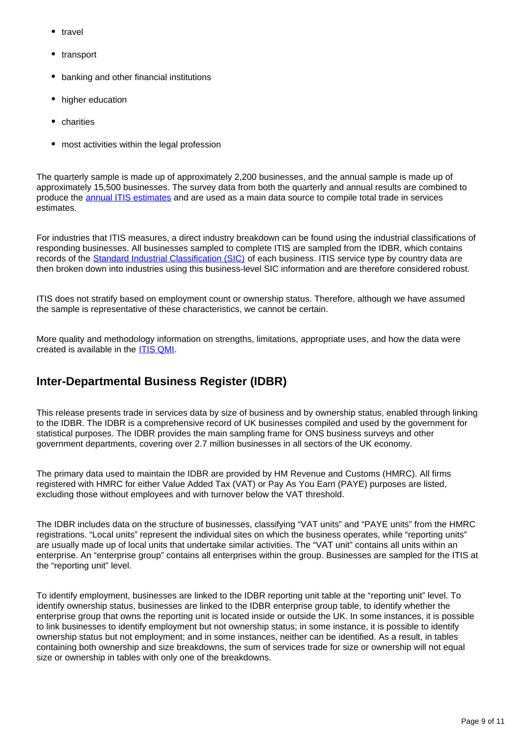- travel
- transport
- banking and other financial institutions
- higher education
- charities
- most activities within the legal profession

The quarterly sample is made up of approximately 2,200 businesses, and the annual sample is made up of approximately 15,500 businesses. The survey data from both the quarterly and annual results are combined to produce the annual ITIS estimates and are used as a main data source to compile total trade in services estimates.

For industries that ITIS measures, a direct industry breakdown can be found using the industrial classifications of responding businesses. All businesses sampled to complete ITIS are sampled from the IDBR, which contains records of the Standard Industrial Classification (SIC) of each business. ITIS service type by country data are then broken down into industries using this business-level SIC information and are therefore considered robust.

ITIS does not stratify based on employment count or ownership status. Therefore, although we have assumed the sample is representative of these characteristics, we cannot be certain.

More quality and methodology information on strengths, limitations, appropriate uses, and how the data were created is available in the ITIS QMI.

## Inter-Departmental Business Register (IDBR)

This release presents trade in services data by size of business and by ownership status, enabled through linking to the IDBR. The IDBR is a comprehensive record of UK businesses compiled and used by the government for statistical purposes. The IDBR provides the main sampling frame for ONS business surveys and other government departments, covering over 2.7 million businesses in all sectors of the UK economy.

The primary data used to maintain the IDBR are provided by HM Revenue and Customs (HMRC). All firms registered with HMRC for either Value Added Tax (VAT) or Pay As You Earn (PAYE) purposes are listed, excluding those without employees and with turnover below the VAT threshold.

The IDBR includes data on the structure of businesses, classifying “VAT units” and “PAYE units” from the HMRC registrations. “Local units” represent the individual sites on which the business operates, while “reporting units” are usually made up of local units that undertake similar activities. The “VAT unit” contains all units within an enterprise. An “enterprise group” contains all enterprises within the group. Businesses are sampled for the ITIS at the “reporting unit” level.

To identify employment, businesses are linked to the IDBR reporting unit table at the “reporting unit” level. To identify ownership status, businesses are linked to the IDBR enterprise group table, to identify whether the enterprise group that owns the reporting unit is located inside or outside the UK. In some instances, it is possible to link businesses to identify employment but not ownership status; in some instance, it is possible to identify ownership status but not employment; and in some instances, neither can be identified. As a result, in tables containing both ownership and size breakdowns, the sum of services trade for size or ownership will not equal size or ownership in tables with only one of the breakdowns.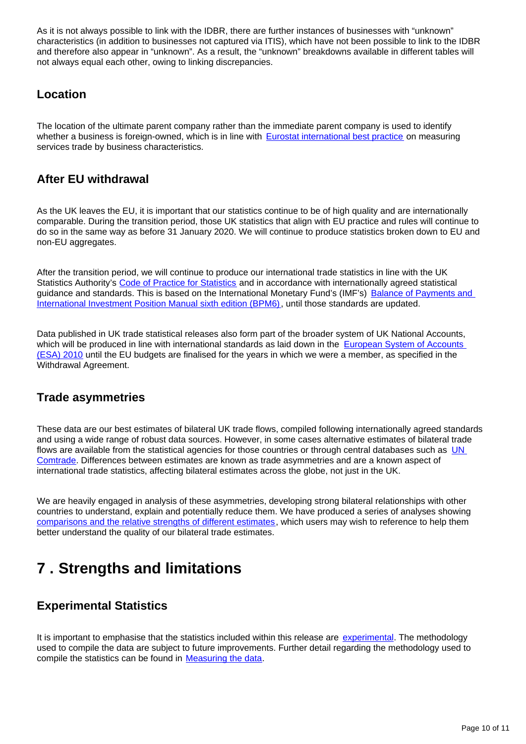As it is not always possible to link with the IDBR, there are further instances of businesses with "unknown" characteristics (in addition to businesses not captured via ITIS), which have not been possible to link to the IDBR and therefore also appear in "unknown". As a result, the "unknown" breakdowns available in different tables will not always equal each other, owing to linking discrepancies.

### Location

The location of the ultimate parent company rather than the immediate parent company is used to identify whether a business is foreign-owned, which is in line with Eurostat international best practice on measuring services trade by business characteristics.

### After EU withdrawal

As the UK leaves the EU, it is important that our statistics continue to be of high quality and are internationally comparable. During the transition period, those UK statistics that align with EU practice and rules will continue to do so in the same way as before 31 January 2020. We will continue to produce statistics broken down to EU and non-EU aggregates.

After the transition period, we will continue to produce our international trade statistics in line with the UK Statistics Authority's Code of Practice for Statistics and in accordance with internationally agreed statistical guidance and standards. This is based on the International Monetary Fund's (IMF's) Balance of Payments and International Investment Position Manual sixth edition (BPM6), until those standards are updated.

Data published in UK trade statistical releases also form part of the broader system of UK National Accounts, which will be produced in line with international standards as laid down in the European System of Accounts (ESA) 2010 until the EU budgets are finalised for the years in which we were a member, as specified in the Withdrawal Agreement.

### Trade asymmetries

These data are our best estimates of bilateral UK trade flows, compiled following internationally agreed standards and using a wide range of robust data sources. However, in some cases alternative estimates of bilateral trade flows are available from the statistical agencies for those countries or through central databases such as UN Comtrade. Differences between estimates are known as trade asymmetries and are a known aspect of international trade statistics, affecting bilateral estimates across the globe, not just in the UK.

We are heavily engaged in analysis of these asymmetries, developing strong bilateral relationships with other countries to understand, explain and potentially reduce them. We have produced a series of analyses showing comparisons and the relative strengths of different estimates, which users may wish to reference to help them better understand the quality of our bilateral trade estimates.

## 7 . Strengths and limitations

### Experimental Statistics

It is important to emphasise that the statistics included within this release are experimental. The methodology used to compile the data are subject to future improvements. Further detail regarding the methodology used to compile the statistics can be found in Measuring the data.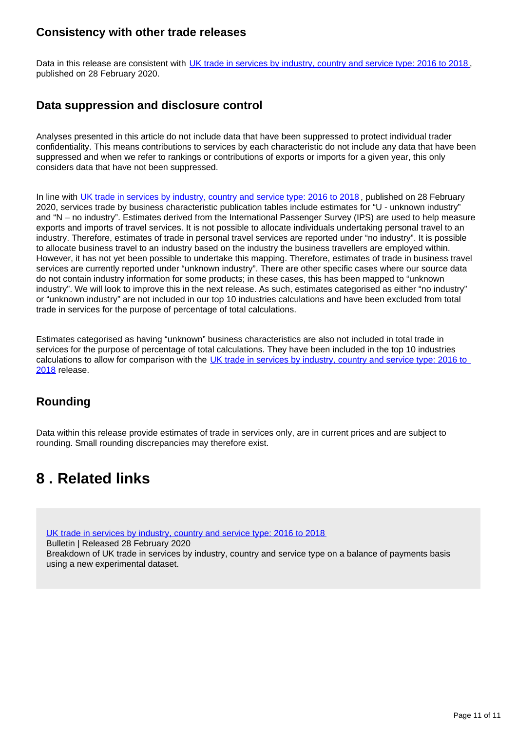### Consistency with other trade releases

Data in this release are consistent with UK trade in services by industry, country and service type: 2016 to 2018, published on 28 February 2020.

### Data suppression and disclosure control

Analyses presented in this article do not include data that have been suppressed to protect individual trader confidentiality. This means contributions to services by each characteristic do not include any data that have been suppressed and when we refer to rankings or contributions of exports or imports for a given year, this only considers data that have not been suppressed.

In line with UK trade in services by industry, country and service type: 2016 to 2018, published on 28 February 2020, services trade by business characteristic publication tables include estimates for "U - unknown industry" and "N – no industry". Estimates derived from the International Passenger Survey (IPS) are used to help measure exports and imports of travel services. It is not possible to allocate individuals undertaking personal travel to an industry. Therefore, estimates of trade in personal travel services are reported under "no industry". It is possible to allocate business travel to an industry based on the industry the business travellers are employed within. However, it has not yet been possible to undertake this mapping. Therefore, estimates of trade in business travel services are currently reported under "unknown industry". There are other specific cases where our source data do not contain industry information for some products; in these cases, this has been mapped to "unknown industry". We will look to improve this in the next release. As such, estimates categorised as either "no industry" or "unknown industry" are not included in our top 10 industries calculations and have been excluded from total trade in services for the purpose of percentage of total calculations.

Estimates categorised as having "unknown" business characteristics are also not included in total trade in services for the purpose of percentage of total calculations. They have been included in the top 10 industries calculations to allow for comparison with the UK trade in services by industry, country and service type: 2016 to 2018 release.

### Rounding

Data within this release provide estimates of trade in services only, are in current prices and are subject to rounding. Small rounding discrepancies may therefore exist.

## 8 . Related links

UK trade in services by industry, country and service type: 2016 to 2018
Bulletin | Released 28 February 2020
Breakdown of UK trade in services by industry, country and service type on a balance of payments basis using a new experimental dataset.